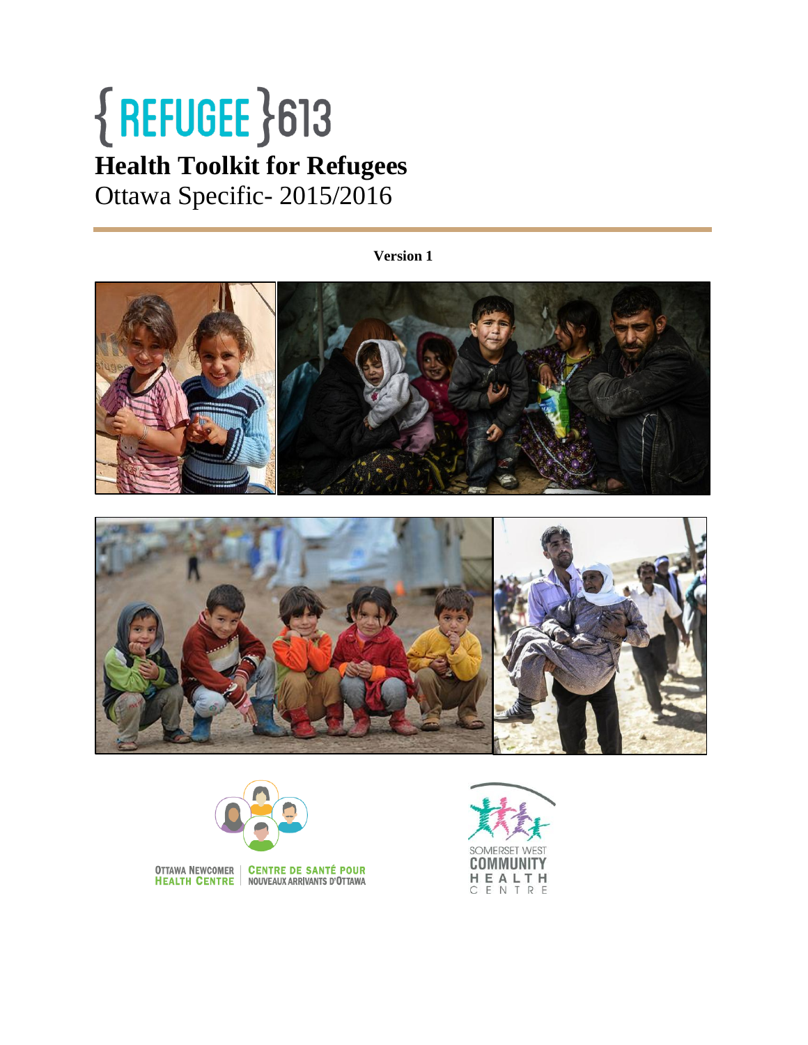# {REFUGEE}613

# Health Toolkit for Refugees

Ottawa Specific- 2015/2016

**Version 1**

OTTAWA NEWCOMER HEALTH CENTRE | CENTRE DE SANTÉ POUR NOUVEAUX ARRIVANTS D'OTTAWA

SOMERSET WEST COMMUNITY HEALTH CENTRE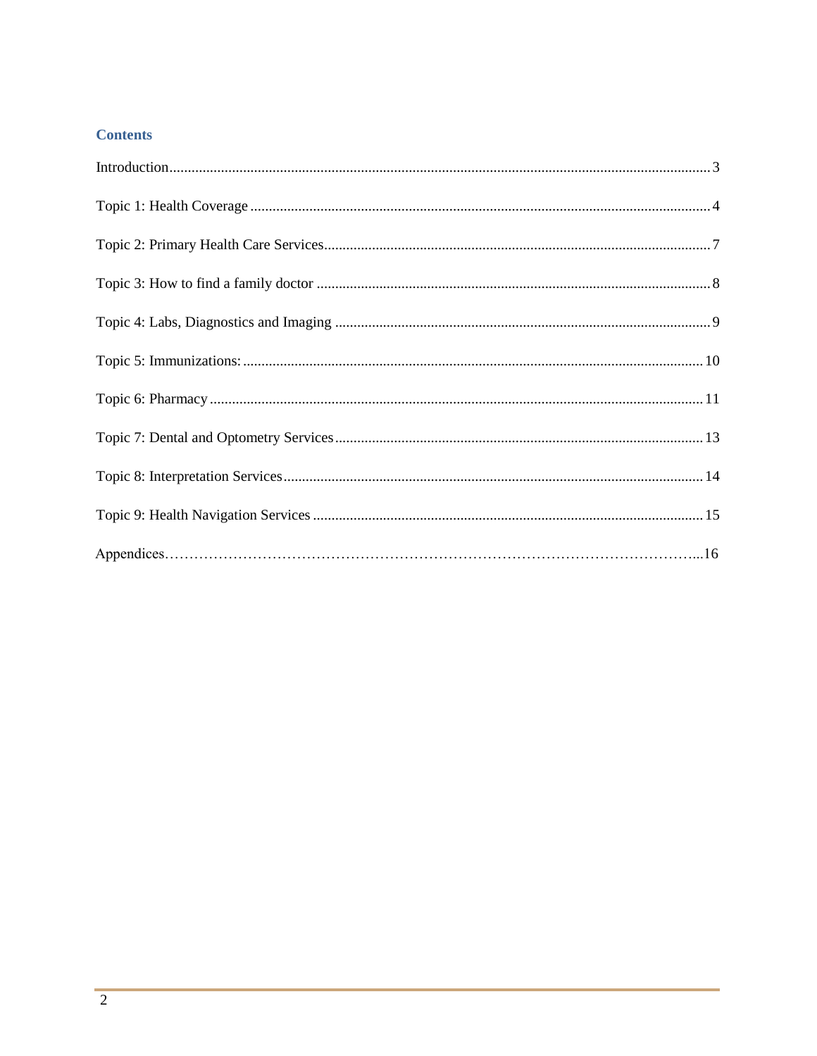## Contents

Introduction ........................................................................................................................................ 3

Topic 1: Health Coverage .................................................................................................................. 4

Topic 2: Primary Health Care Services................................................................................................ 7

Topic 3: How to find a family doctor ................................................................................................. 8

Topic 4: Labs, Diagnostics and Imaging ............................................................................................. 9

Topic 5: Immunizations: ................................................................................................................... 10

Topic 6: Pharmacy ............................................................................................................................ 11

Topic 7: Dental and Optometry Services........................................................................................... 13

Topic 8: Interpretation Services ........................................................................................................ 14

Topic 9: Health Navigation Services ................................................................................................ 15

Appendices……………………………………………………………………………………………...16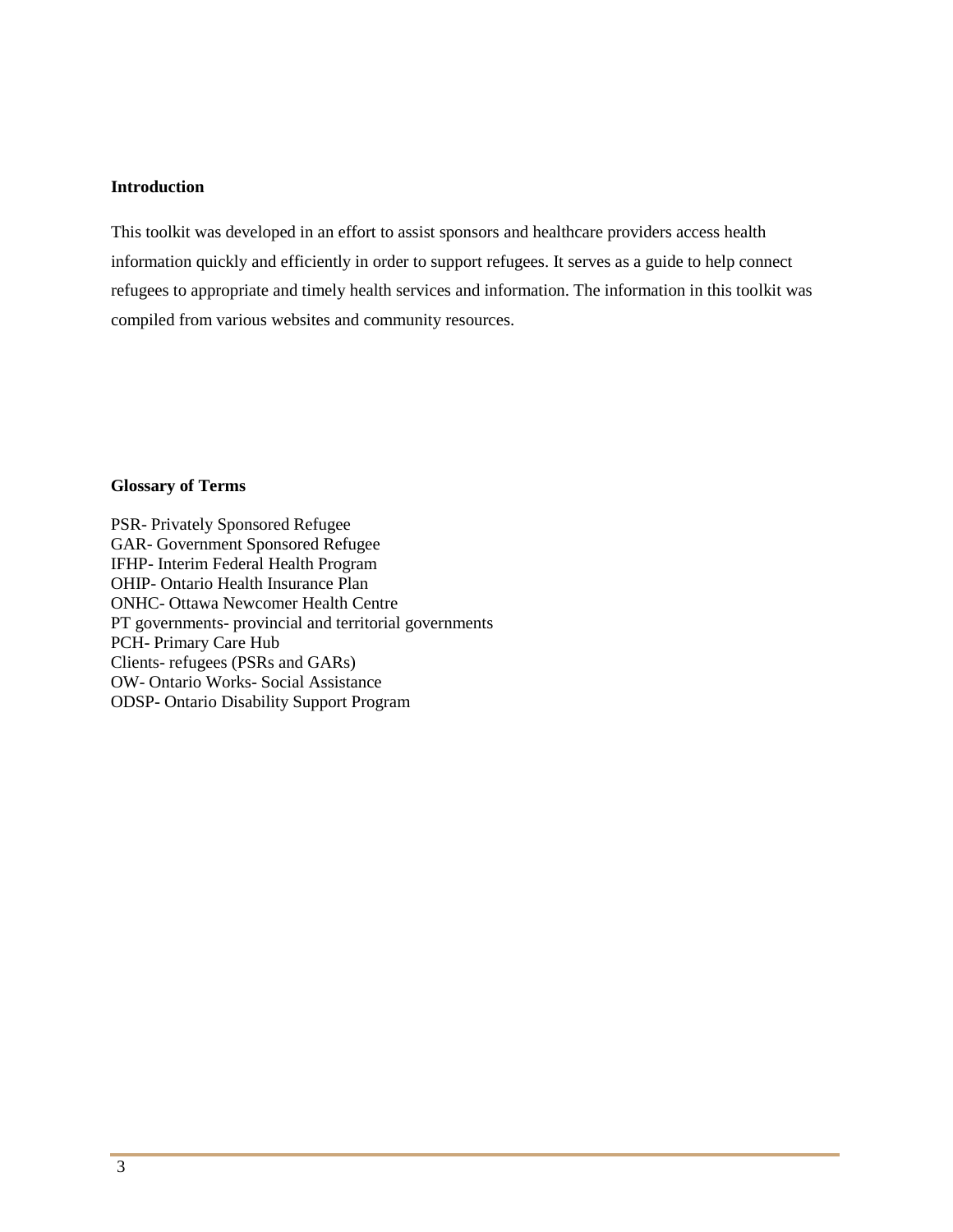## Introduction

This toolkit was developed in an effort to assist sponsors and healthcare providers access health information quickly and efficiently in order to support refugees. It serves as a guide to help connect refugees to appropriate and timely health services and information. The information in this toolkit was compiled from various websites and community resources.

## Glossary of Terms

PSR- Privately Sponsored Refugee
GAR- Government Sponsored Refugee
IFHP- Interim Federal Health Program
OHIP- Ontario Health Insurance Plan
ONHC- Ottawa Newcomer Health Centre
PT governments- provincial and territorial governments
PCH- Primary Care Hub
Clients- refugees (PSRs and GARs)
OW- Ontario Works- Social Assistance
ODSP- Ontario Disability Support Program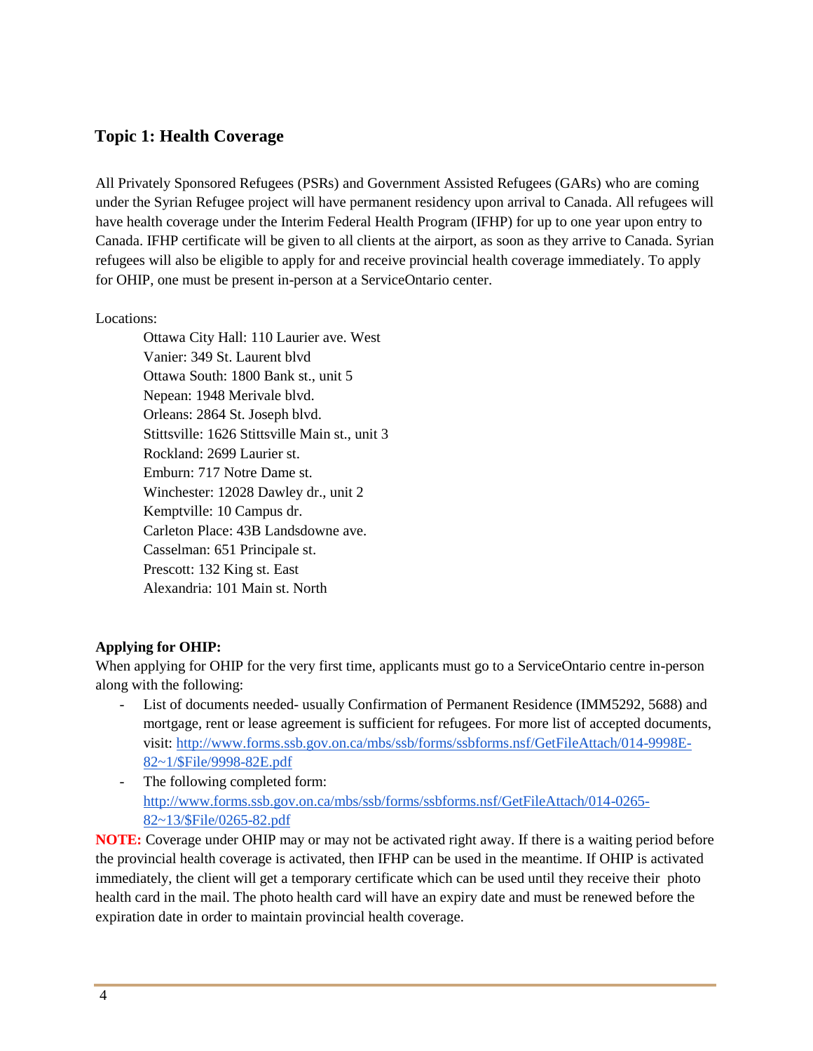## Topic 1: Health Coverage

All Privately Sponsored Refugees (PSRs) and Government Assisted Refugees (GARs) who are coming under the Syrian Refugee project will have permanent residency upon arrival to Canada. All refugees will have health coverage under the Interim Federal Health Program (IFHP) for up to one year upon entry to Canada. IFHP certificate will be given to all clients at the airport, as soon as they arrive to Canada. Syrian refugees will also be eligible to apply for and receive provincial health coverage immediately. To apply for OHIP, one must be present in-person at a ServiceOntario center.

Locations:

Ottawa City Hall: 110 Laurier ave. West
Vanier: 349 St. Laurent blvd
Ottawa South: 1800 Bank st., unit 5
Nepean: 1948 Merivale blvd.
Orleans: 2864 St. Joseph blvd.
Stittsville: 1626 Stittsville Main st., unit 3
Rockland: 2699 Laurier st.
Emburn: 717 Notre Dame st.
Winchester: 12028 Dawley dr., unit 2
Kemptville: 10 Campus dr.
Carleton Place: 43B Landsdowne ave.
Casselman: 651 Principale st.
Prescott: 132 King st. East
Alexandria: 101 Main st. North

**Applying for OHIP:**
When applying for OHIP for the very first time, applicants must go to a ServiceOntario centre in-person along with the following:

- List of documents needed- usually Confirmation of Permanent Residence (IMM5292, 5688) and mortgage, rent or lease agreement is sufficient for refugees. For more list of accepted documents, visit: http://www.forms.ssb.gov.on.ca/mbs/ssb/forms/ssbforms.nsf/GetFileAttach/014-9998E-82~1/$File/9998-82E.pdf
- The following completed form: http://www.forms.ssb.gov.on.ca/mbs/ssb/forms/ssbforms.nsf/GetFileAttach/014-0265-82~13/$File/0265-82.pdf

**NOTE:** Coverage under OHIP may or may not be activated right away. If there is a waiting period before the provincial health coverage is activated, then IFHP can be used in the meantime. If OHIP is activated immediately, the client will get a temporary certificate which can be used until they receive their photo health card in the mail. The photo health card will have an expiry date and must be renewed before the expiration date in order to maintain provincial health coverage.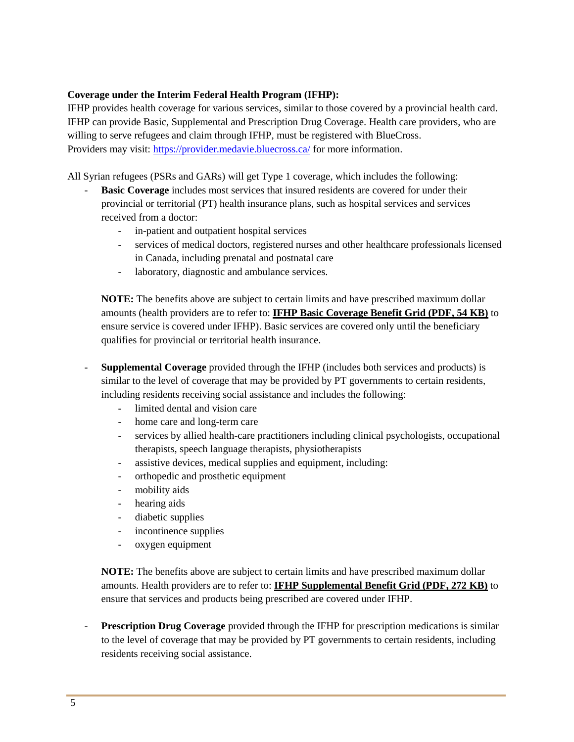**Coverage under the Interim Federal Health Program (IFHP):**

IFHP provides health coverage for various services, similar to those covered by a provincial health card. IFHP can provide Basic, Supplemental and Prescription Drug Coverage. Health care providers, who are willing to serve refugees and claim through IFHP, must be registered with BlueCross. Providers may visit: [https://provider.medavie.bluecross.ca/](https://provider.medavie.bluecross.ca/) for more information.

All Syrian refugees (PSRs and GARs) will get Type 1 coverage, which includes the following:

- **Basic Coverage** includes most services that insured residents are covered for under their provincial or territorial (PT) health insurance plans, such as hospital services and services received from a doctor:
    - in-patient and outpatient hospital services
    - services of medical doctors, registered nurses and other healthcare professionals licensed in Canada, including prenatal and postnatal care
    - laboratory, diagnostic and ambulance services.

  **NOTE:** The benefits above are subject to certain limits and have prescribed maximum dollar amounts (health providers are to refer to: **IFHP Basic Coverage Benefit Grid (PDF, 54 KB)** to ensure service is covered under IFHP). Basic services are covered only until the beneficiary qualifies for provincial or territorial health insurance.

- **Supplemental Coverage** provided through the IFHP (includes both services and products) is similar to the level of coverage that may be provided by PT governments to certain residents, including residents receiving social assistance and includes the following:
    - limited dental and vision care
    - home care and long-term care
    - services by allied health-care practitioners including clinical psychologists, occupational therapists, speech language therapists, physiotherapists
    - assistive devices, medical supplies and equipment, including:
    - orthopedic and prosthetic equipment
    - mobility aids
    - hearing aids
    - diabetic supplies
    - incontinence supplies
    - oxygen equipment

  **NOTE:** The benefits above are subject to certain limits and have prescribed maximum dollar amounts. Health providers are to refer to: **IFHP Supplemental Benefit Grid (PDF, 272 KB)** to ensure that services and products being prescribed are covered under IFHP.

- **Prescription Drug Coverage** provided through the IFHP for prescription medications is similar to the level of coverage that may be provided by PT governments to certain residents, including residents receiving social assistance.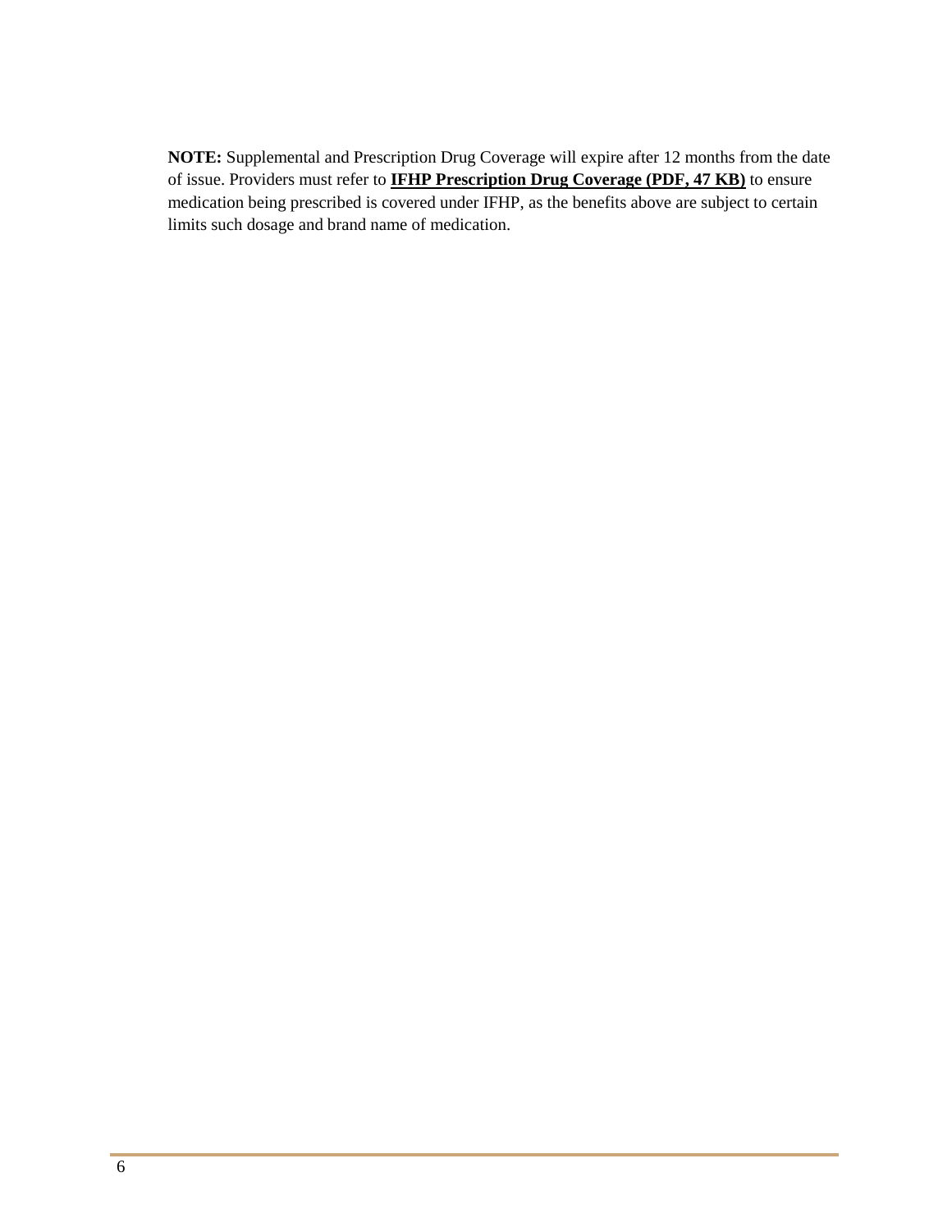**NOTE:** Supplemental and Prescription Drug Coverage will expire after 12 months from the date of issue. Providers must refer to **IFHP Prescription Drug Coverage (PDF, 47 KB)** to ensure medication being prescribed is covered under IFHP, as the benefits above are subject to certain limits such dosage and brand name of medication.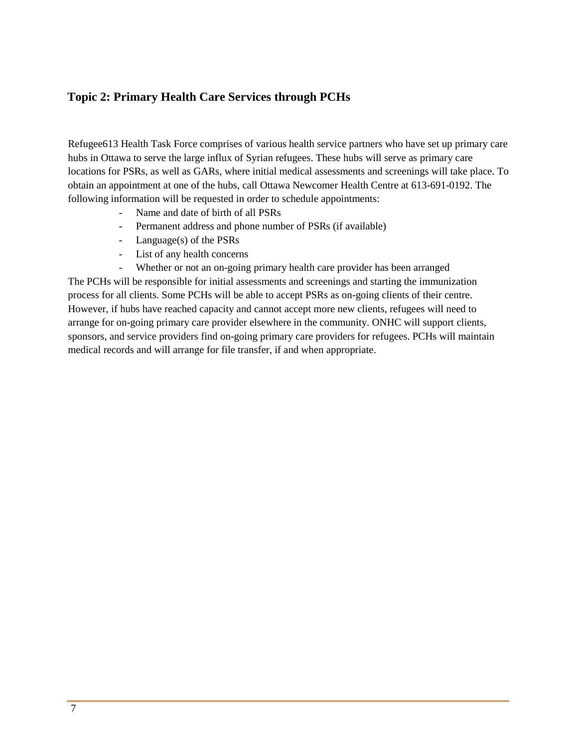## Topic 2: Primary Health Care Services through PCHs

Refugee613 Health Task Force comprises of various health service partners who have set up primary care hubs in Ottawa to serve the large influx of Syrian refugees. These hubs will serve as primary care locations for PSRs, as well as GARs, where initial medical assessments and screenings will take place. To obtain an appointment at one of the hubs, call Ottawa Newcomer Health Centre at 613-691-0192. The following information will be requested in order to schedule appointments:

- Name and date of birth of all PSRs
- Permanent address and phone number of PSRs (if available)
- Language(s) of the PSRs
- List of any health concerns
- Whether or not an on-going primary health care provider has been arranged

The PCHs will be responsible for initial assessments and screenings and starting the immunization process for all clients. Some PCHs will be able to accept PSRs as on-going clients of their centre. However, if hubs have reached capacity and cannot accept more new clients, refugees will need to arrange for on-going primary care provider elsewhere in the community. ONHC will support clients, sponsors, and service providers find on-going primary care providers for refugees. PCHs will maintain medical records and will arrange for file transfer, if and when appropriate.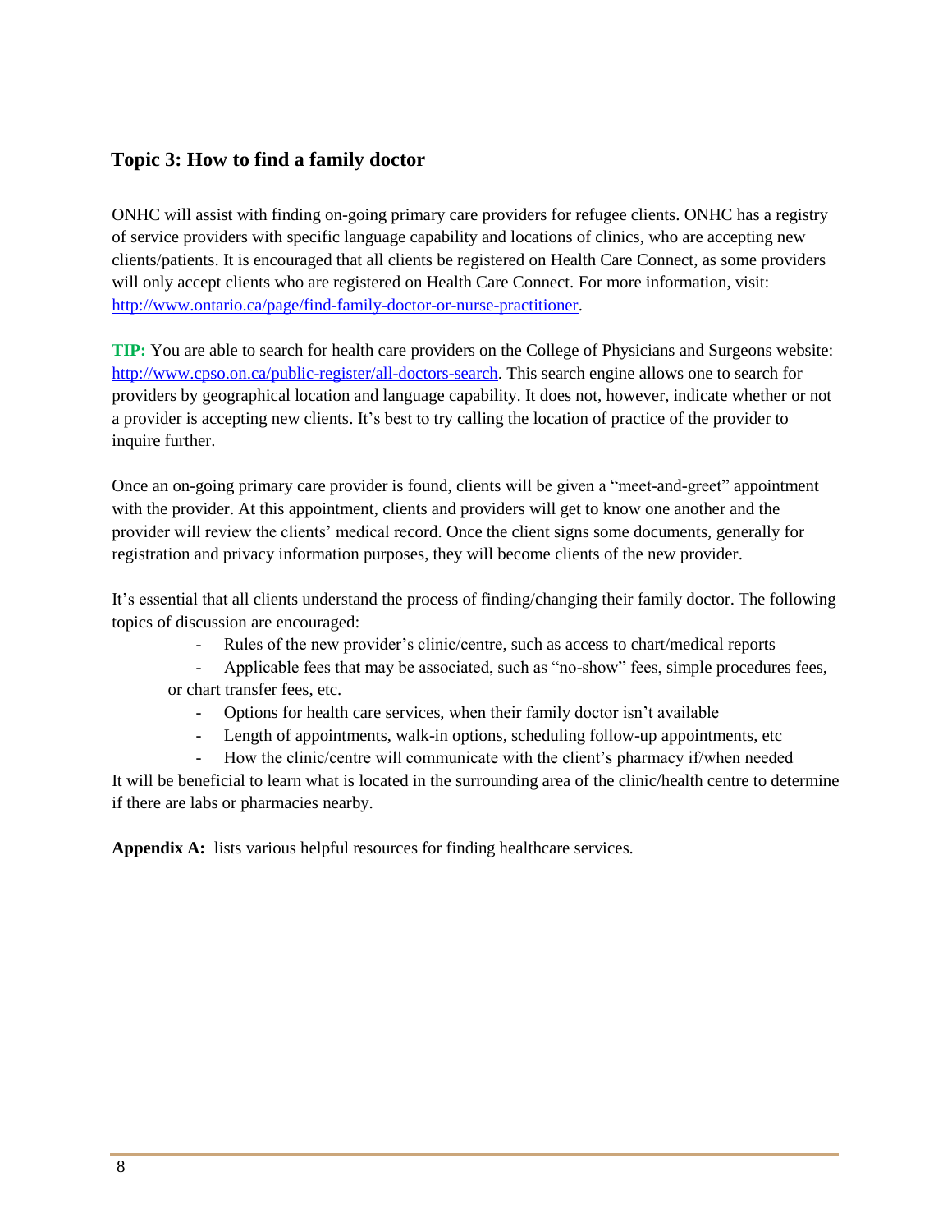## Topic 3: How to find a family doctor

ONHC will assist with finding on-going primary care providers for refugee clients. ONHC has a registry of service providers with specific language capability and locations of clinics, who are accepting new clients/patients. It is encouraged that all clients be registered on Health Care Connect, as some providers will only accept clients who are registered on Health Care Connect. For more information, visit: [http://www.ontario.ca/page/find-family-doctor-or-nurse-practitioner](http://www.ontario.ca/page/find-family-doctor-or-nurse-practitioner).

**TIP:** You are able to search for health care providers on the College of Physicians and Surgeons website: [http://www.cpso.on.ca/public-register/all-doctors-search](http://www.cpso.on.ca/public-register/all-doctors-search). This search engine allows one to search for providers by geographical location and language capability. It does not, however, indicate whether or not a provider is accepting new clients. It's best to try calling the location of practice of the provider to inquire further.

Once an on-going primary care provider is found, clients will be given a "meet-and-greet" appointment with the provider. At this appointment, clients and providers will get to know one another and the provider will review the clients' medical record. Once the client signs some documents, generally for registration and privacy information purposes, they will become clients of the new provider.

It's essential that all clients understand the process of finding/changing their family doctor. The following topics of discussion are encouraged:

- Rules of the new provider's clinic/centre, such as access to chart/medical reports
- Applicable fees that may be associated, such as "no-show" fees, simple procedures fees, or chart transfer fees, etc.
- Options for health care services, when their family doctor isn't available
- Length of appointments, walk-in options, scheduling follow-up appointments, etc
- How the clinic/centre will communicate with the client's pharmacy if/when needed

It will be beneficial to learn what is located in the surrounding area of the clinic/health centre to determine if there are labs or pharmacies nearby.

**Appendix A:** lists various helpful resources for finding healthcare services.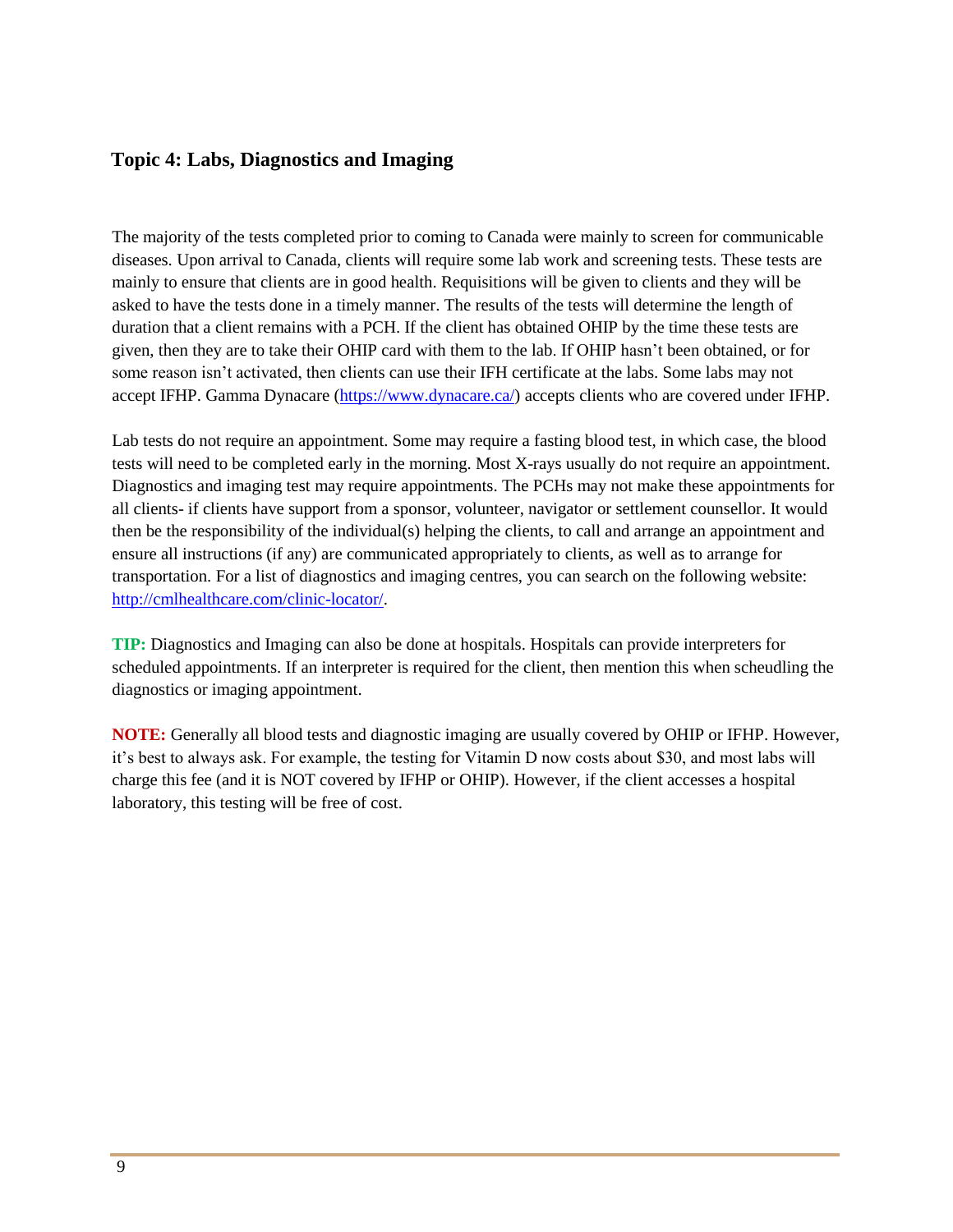## Topic 4: Labs, Diagnostics and Imaging

The majority of the tests completed prior to coming to Canada were mainly to screen for communicable diseases. Upon arrival to Canada, clients will require some lab work and screening tests. These tests are mainly to ensure that clients are in good health. Requisitions will be given to clients and they will be asked to have the tests done in a timely manner. The results of the tests will determine the length of duration that a client remains with a PCH. If the client has obtained OHIP by the time these tests are given, then they are to take their OHIP card with them to the lab. If OHIP hasn't been obtained, or for some reason isn't activated, then clients can use their IFH certificate at the labs. Some labs may not accept IFHP. Gamma Dynacare ([https://www.dynacare.ca/](https://www.dynacare.ca/)) accepts clients who are covered under IFHP.

Lab tests do not require an appointment. Some may require a fasting blood test, in which case, the blood tests will need to be completed early in the morning. Most X-rays usually do not require an appointment. Diagnostics and imaging test may require appointments. The PCHs may not make these appointments for all clients- if clients have support from a sponsor, volunteer, navigator or settlement counsellor. It would then be the responsibility of the individual(s) helping the clients, to call and arrange an appointment and ensure all instructions (if any) are communicated appropriately to clients, as well as to arrange for transportation. For a list of diagnostics and imaging centres, you can search on the following website: [http://cmlhealthcare.com/clinic-locator/](http://cmlhealthcare.com/clinic-locator/).

**TIP:** Diagnostics and Imaging can also be done at hospitals. Hospitals can provide interpreters for scheduled appointments. If an interpreter is required for the client, then mention this when scheudling the diagnostics or imaging appointment.

**NOTE:** Generally all blood tests and diagnostic imaging are usually covered by OHIP or IFHP. However, it's best to always ask. For example, the testing for Vitamin D now costs about $30, and most labs will charge this fee (and it is NOT covered by IFHP or OHIP). However, if the client accesses a hospital laboratory, this testing will be free of cost.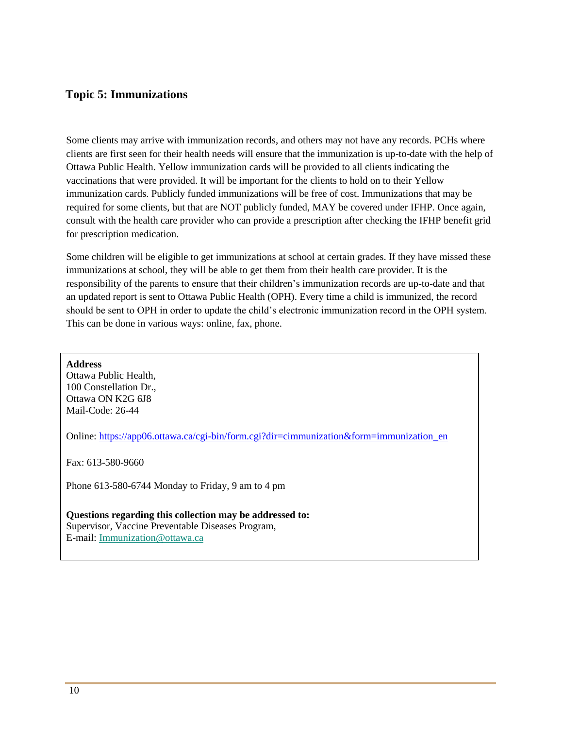## Topic 5: Immunizations

Some clients may arrive with immunization records, and others may not have any records. PCHs where clients are first seen for their health needs will ensure that the immunization is up-to-date with the help of Ottawa Public Health. Yellow immunization cards will be provided to all clients indicating the vaccinations that were provided. It will be important for the clients to hold on to their Yellow immunization cards. Publicly funded immunizations will be free of cost. Immunizations that may be required for some clients, but that are NOT publicly funded, MAY be covered under IFHP. Once again, consult with the health care provider who can provide a prescription after checking the IFHP benefit grid for prescription medication.

Some children will be eligible to get immunizations at school at certain grades. If they have missed these immunizations at school, they will be able to get them from their health care provider. It is the responsibility of the parents to ensure that their children's immunization records are up-to-date and that an updated report is sent to Ottawa Public Health (OPH). Every time a child is immunized, the record should be sent to OPH in order to update the child's electronic immunization record in the OPH system. This can be done in various ways: online, fax, phone.

**Address**
Ottawa Public Health,
100 Constellation Dr.,
Ottawa ON K2G 6J8
Mail-Code: 26-44

Online: https://app06.ottawa.ca/cgi-bin/form.cgi?dir=cimmunization&form=immunization_en

Fax: 613-580-9660

Phone 613-580-6744 Monday to Friday, 9 am to 4 pm

**Questions regarding this collection may be addressed to:**
Supervisor, Vaccine Preventable Diseases Program,
E-mail: Immunization@ottawa.ca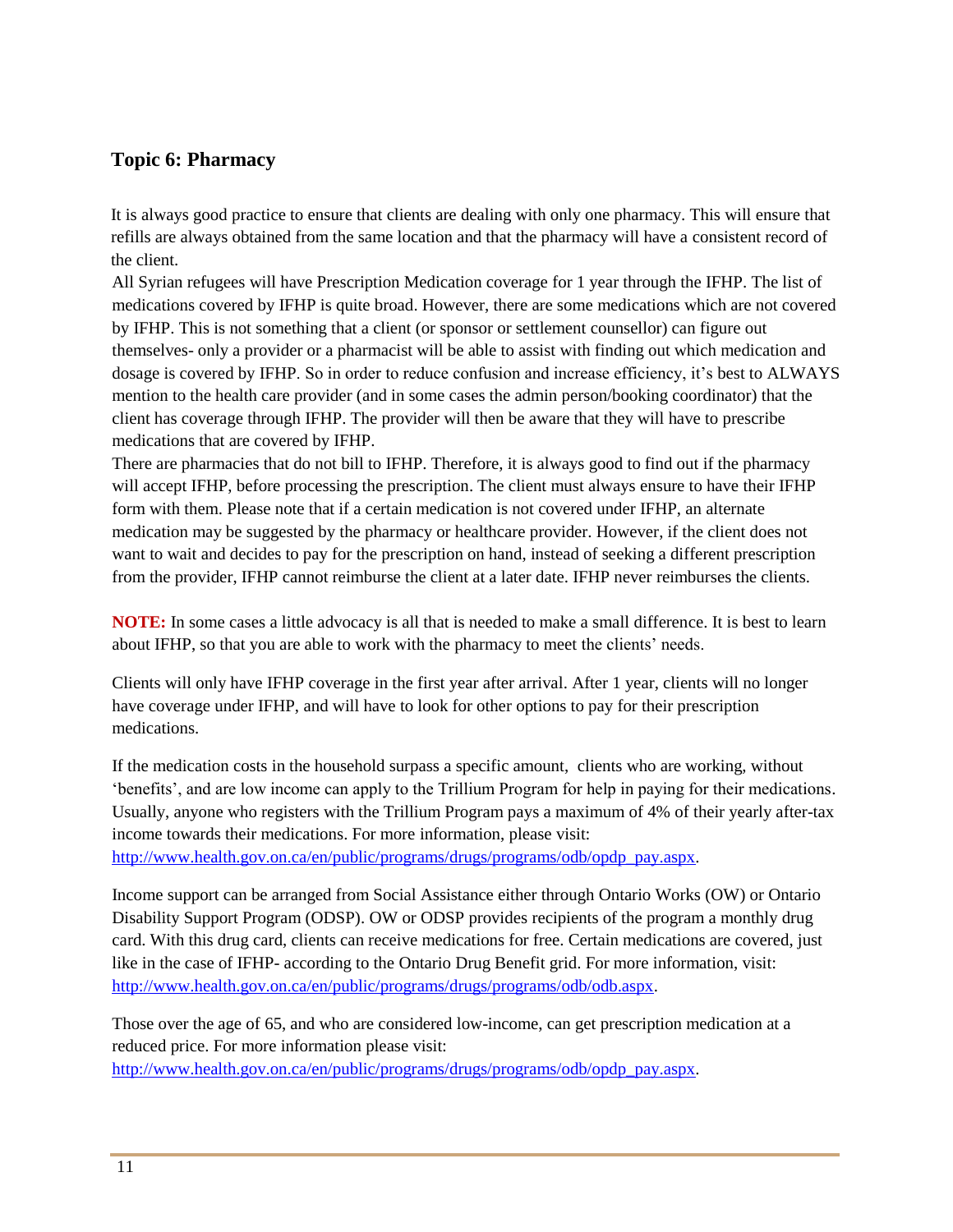## Topic 6: Pharmacy

It is always good practice to ensure that clients are dealing with only one pharmacy. This will ensure that refills are always obtained from the same location and that the pharmacy will have a consistent record of the client.

All Syrian refugees will have Prescription Medication coverage for 1 year through the IFHP. The list of medications covered by IFHP is quite broad. However, there are some medications which are not covered by IFHP. This is not something that a client (or sponsor or settlement counsellor) can figure out themselves- only a provider or a pharmacist will be able to assist with finding out which medication and dosage is covered by IFHP. So in order to reduce confusion and increase efficiency, it's best to ALWAYS mention to the health care provider (and in some cases the admin person/booking coordinator) that the client has coverage through IFHP. The provider will then be aware that they will have to prescribe medications that are covered by IFHP.

There are pharmacies that do not bill to IFHP. Therefore, it is always good to find out if the pharmacy will accept IFHP, before processing the prescription. The client must always ensure to have their IFHP form with them. Please note that if a certain medication is not covered under IFHP, an alternate medication may be suggested by the pharmacy or healthcare provider. However, if the client does not want to wait and decides to pay for the prescription on hand, instead of seeking a different prescription from the provider, IFHP cannot reimburse the client at a later date. IFHP never reimburses the clients.

**NOTE:** In some cases a little advocacy is all that is needed to make a small difference. It is best to learn about IFHP, so that you are able to work with the pharmacy to meet the clients' needs.

Clients will only have IFHP coverage in the first year after arrival. After 1 year, clients will no longer have coverage under IFHP, and will have to look for other options to pay for their prescription medications.

If the medication costs in the household surpass a specific amount, clients who are working, without 'benefits', and are low income can apply to the Trillium Program for help in paying for their medications. Usually, anyone who registers with the Trillium Program pays a maximum of 4% of their yearly after-tax income towards their medications. For more information, please visit: http://www.health.gov.on.ca/en/public/programs/drugs/programs/odb/opdp_pay.aspx.

Income support can be arranged from Social Assistance either through Ontario Works (OW) or Ontario Disability Support Program (ODSP). OW or ODSP provides recipients of the program a monthly drug card. With this drug card, clients can receive medications for free. Certain medications are covered, just like in the case of IFHP- according to the Ontario Drug Benefit grid. For more information, visit: http://www.health.gov.on.ca/en/public/programs/drugs/programs/odb/odb.aspx.

Those over the age of 65, and who are considered low-income, can get prescription medication at a reduced price. For more information please visit: http://www.health.gov.on.ca/en/public/programs/drugs/programs/odb/opdp_pay.aspx.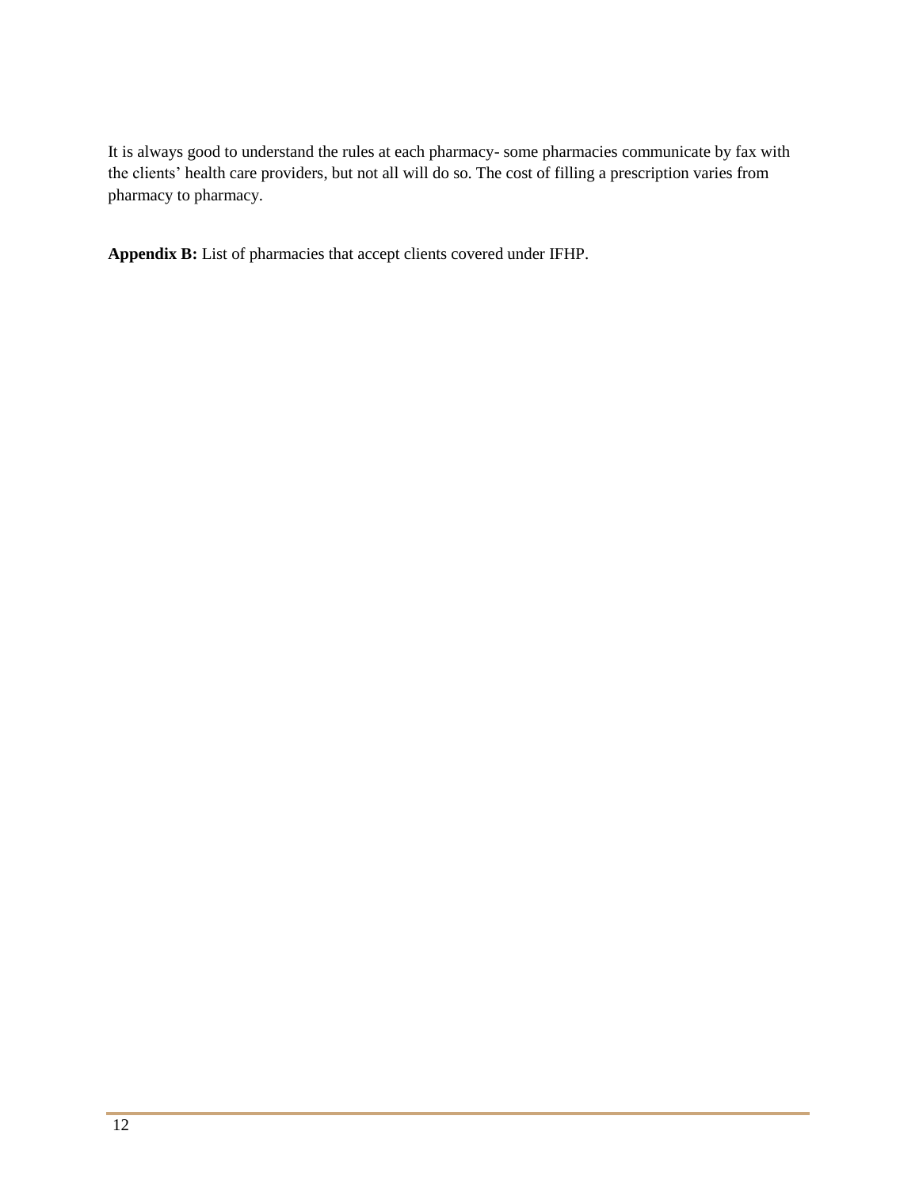It is always good to understand the rules at each pharmacy- some pharmacies communicate by fax with the clients' health care providers, but not all will do so. The cost of filling a prescription varies from pharmacy to pharmacy.

**Appendix B:** List of pharmacies that accept clients covered under IFHP.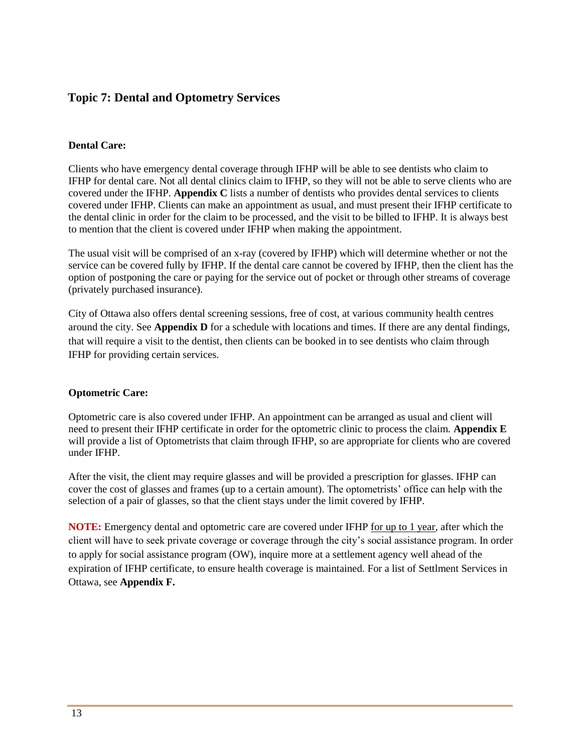## Topic 7: Dental and Optometry Services

**Dental Care:**

Clients who have emergency dental coverage through IFHP will be able to see dentists who claim to IFHP for dental care. Not all dental clinics claim to IFHP, so they will not be able to serve clients who are covered under the IFHP. **Appendix C** lists a number of dentists who provides dental services to clients covered under IFHP. Clients can make an appointment as usual, and must present their IFHP certificate to the dental clinic in order for the claim to be processed, and the visit to be billed to IFHP. It is always best to mention that the client is covered under IFHP when making the appointment.

The usual visit will be comprised of an x-ray (covered by IFHP) which will determine whether or not the service can be covered fully by IFHP. If the dental care cannot be covered by IFHP, then the client has the option of postponing the care or paying for the service out of pocket or through other streams of coverage (privately purchased insurance).

City of Ottawa also offers dental screening sessions, free of cost, at various community health centres around the city. See **Appendix D** for a schedule with locations and times. If there are any dental findings, that will require a visit to the dentist, then clients can be booked in to see dentists who claim through IFHP for providing certain services.

**Optometric Care:**

Optometric care is also covered under IFHP. An appointment can be arranged as usual and client will need to present their IFHP certificate in order for the optometric clinic to process the claim. **Appendix E** will provide a list of Optometrists that claim through IFHP, so are appropriate for clients who are covered under IFHP.

After the visit, the client may require glasses and will be provided a prescription for glasses. IFHP can cover the cost of glasses and frames (up to a certain amount). The optometrists' office can help with the selection of a pair of glasses, so that the client stays under the limit covered by IFHP.

**NOTE:** Emergency dental and optometric care are covered under IFHP <u>for up to 1 year</u>, after which the client will have to seek private coverage or coverage through the city's social assistance program. In order to apply for social assistance program (OW), inquire more at a settlement agency well ahead of the expiration of IFHP certificate, to ensure health coverage is maintained. For a list of Settlment Services in Ottawa, see **Appendix F.**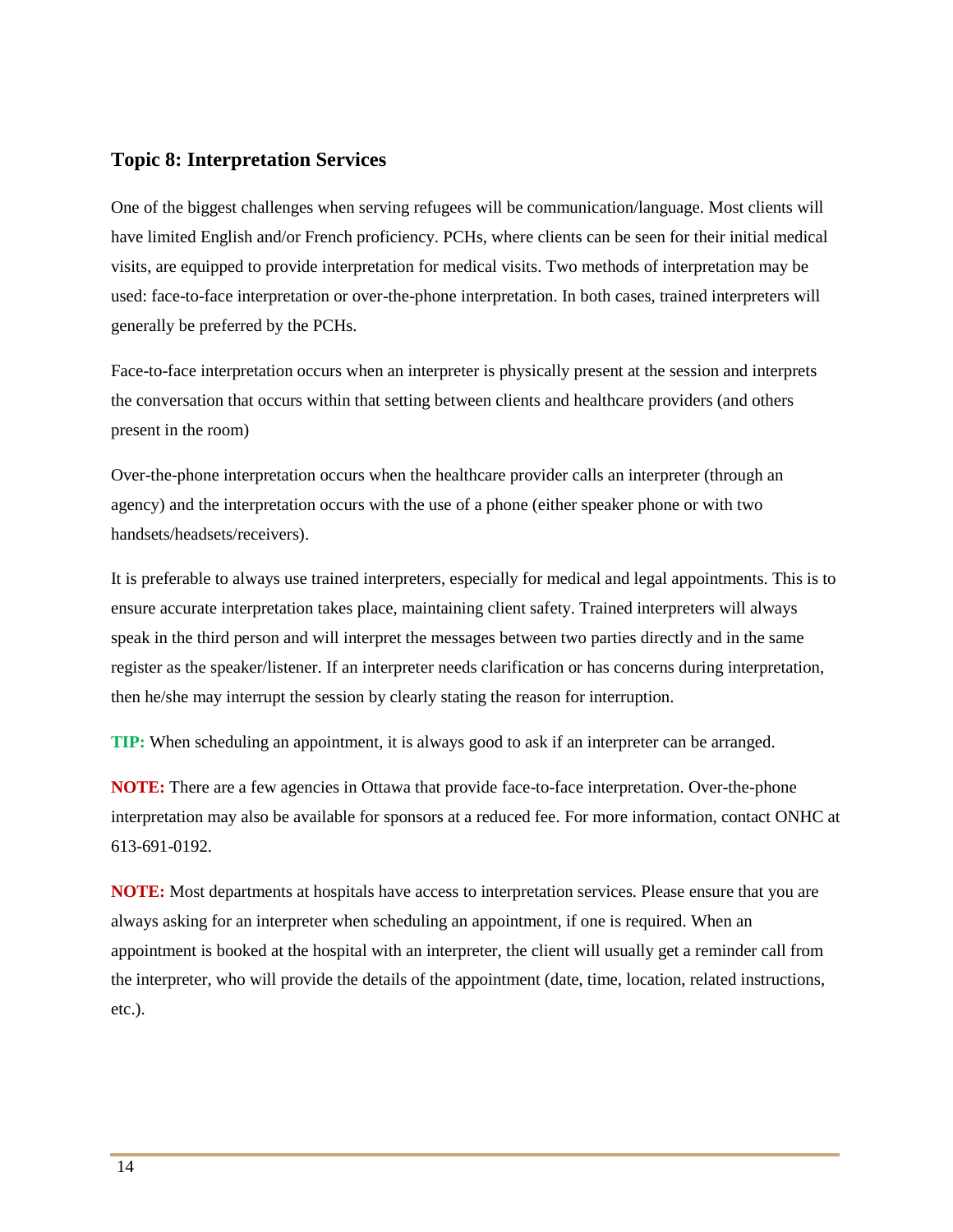### Topic 8: Interpretation Services

One of the biggest challenges when serving refugees will be communication/language. Most clients will have limited English and/or French proficiency. PCHs, where clients can be seen for their initial medical visits, are equipped to provide interpretation for medical visits. Two methods of interpretation may be used: face-to-face interpretation or over-the-phone interpretation. In both cases, trained interpreters will generally be preferred by the PCHs.

Face-to-face interpretation occurs when an interpreter is physically present at the session and interprets the conversation that occurs within that setting between clients and healthcare providers (and others present in the room)

Over-the-phone interpretation occurs when the healthcare provider calls an interpreter (through an agency) and the interpretation occurs with the use of a phone (either speaker phone or with two handsets/headsets/receivers).

It is preferable to always use trained interpreters, especially for medical and legal appointments. This is to ensure accurate interpretation takes place, maintaining client safety. Trained interpreters will always speak in the third person and will interpret the messages between two parties directly and in the same register as the speaker/listener. If an interpreter needs clarification or has concerns during interpretation, then he/she may interrupt the session by clearly stating the reason for interruption.

**TIP:** When scheduling an appointment, it is always good to ask if an interpreter can be arranged.

**NOTE:** There are a few agencies in Ottawa that provide face-to-face interpretation. Over-the-phone interpretation may also be available for sponsors at a reduced fee. For more information, contact ONHC at 613-691-0192.

**NOTE:** Most departments at hospitals have access to interpretation services. Please ensure that you are always asking for an interpreter when scheduling an appointment, if one is required. When an appointment is booked at the hospital with an interpreter, the client will usually get a reminder call from the interpreter, who will provide the details of the appointment (date, time, location, related instructions, etc.).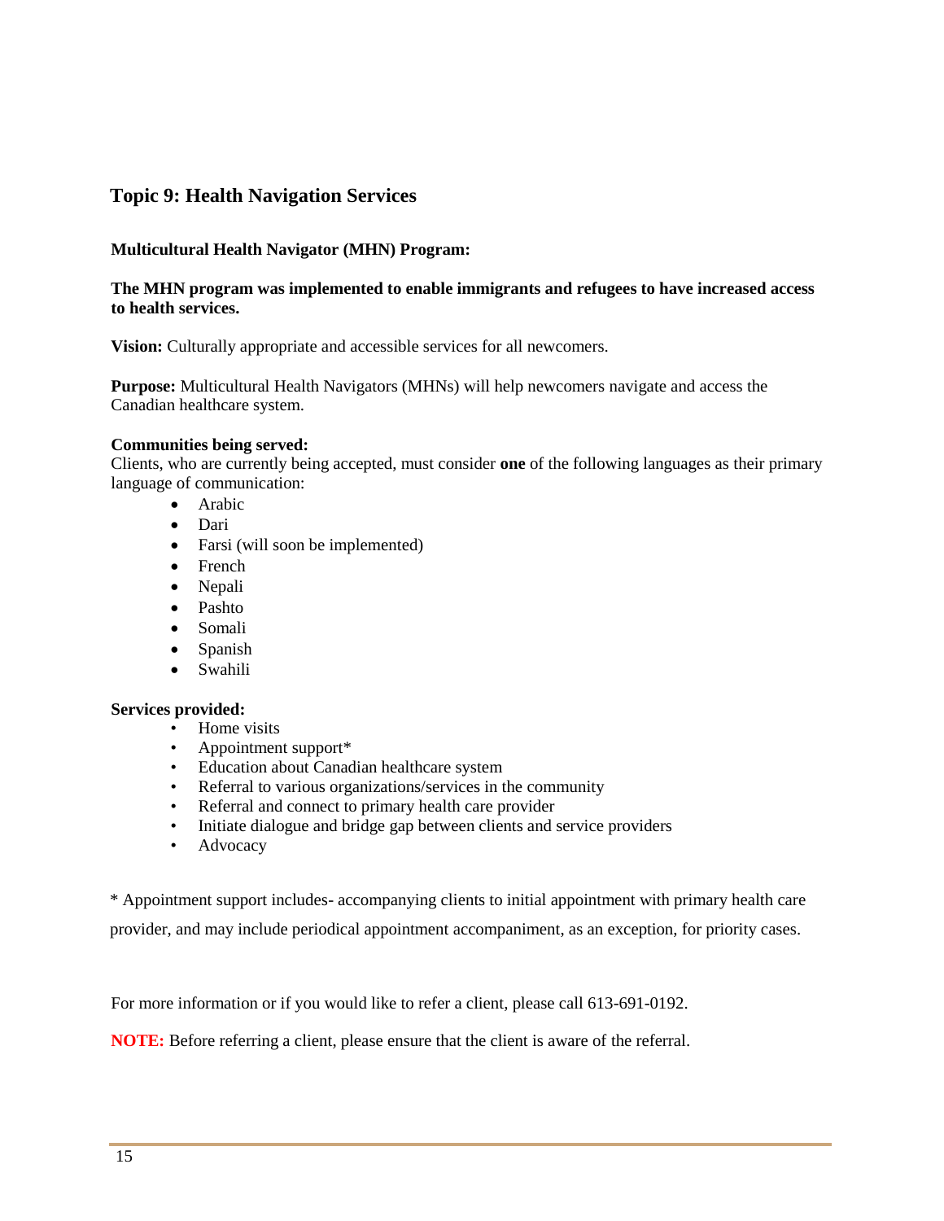## Topic 9: Health Navigation Services

**Multicultural Health Navigator (MHN) Program:**

**The MHN program was implemented to enable immigrants and refugees to have increased access to health services.**

**Vision:** Culturally appropriate and accessible services for all newcomers.

**Purpose:** Multicultural Health Navigators (MHNs) will help newcomers navigate and access the Canadian healthcare system.

**Communities being served:**
Clients, who are currently being accepted, must consider **one** of the following languages as their primary language of communication:

- Arabic
- Dari
- Farsi (will soon be implemented)
- French
- Nepali
- Pashto
- Somali
- Spanish
- Swahili

**Services provided:**

- Home visits
- Appointment support*
- Education about Canadian healthcare system
- Referral to various organizations/services in the community
- Referral and connect to primary health care provider
- Initiate dialogue and bridge gap between clients and service providers
- Advocacy

* Appointment support includes- accompanying clients to initial appointment with primary health care provider, and may include periodical appointment accompaniment, as an exception, for priority cases.

For more information or if you would like to refer a client, please call 613-691-0192.

**NOTE:** Before referring a client, please ensure that the client is aware of the referral.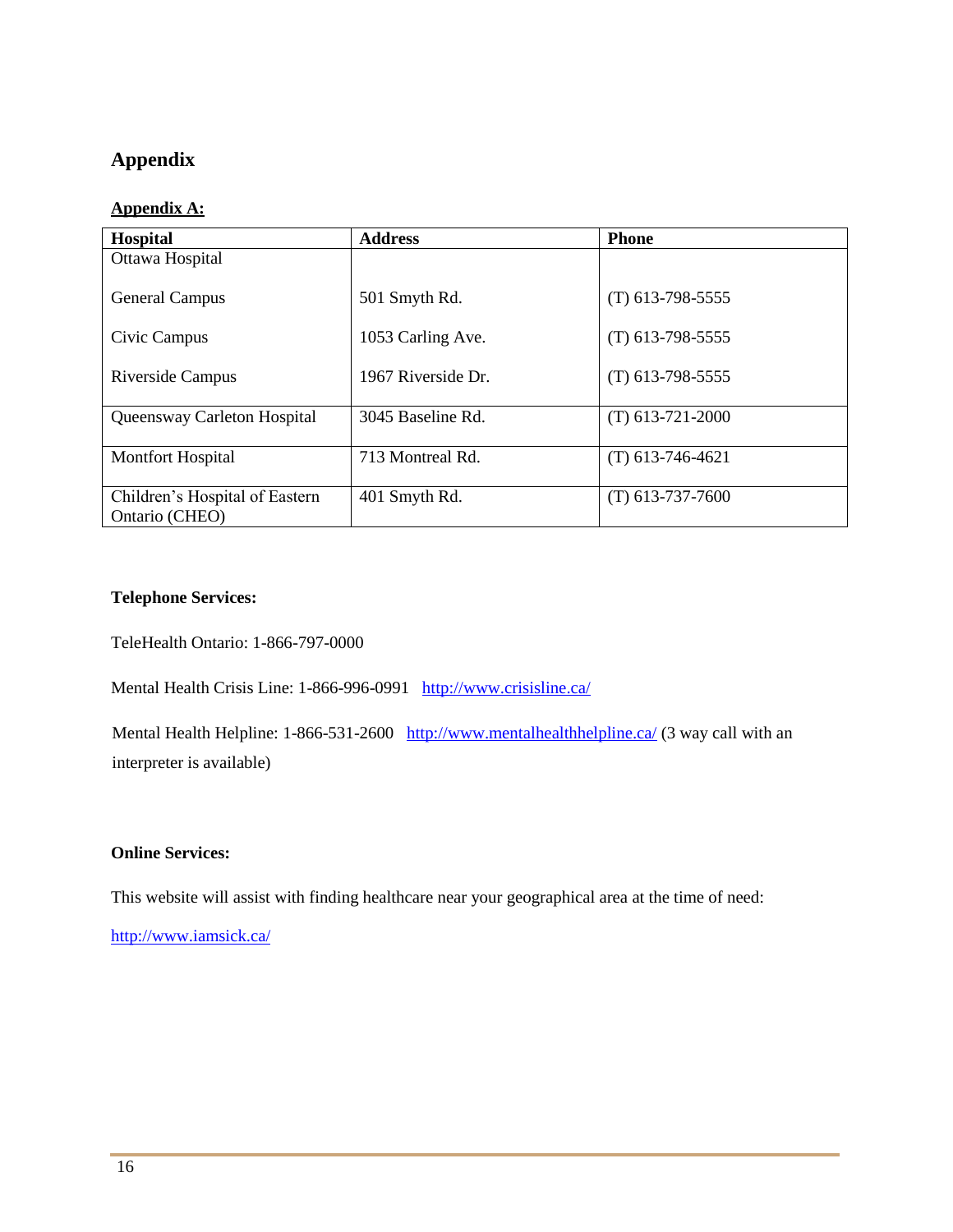# Appendix

**Appendix A:**

| Hospital | Address | Phone |
|---|---|---|
| Ottawa Hospital | | |
| General Campus | 501 Smyth Rd. | (T) 613-798-5555 |
| Civic Campus | 1053 Carling Ave. | (T) 613-798-5555 |
| Riverside Campus | 1967 Riverside Dr. | (T) 613-798-5555 |
| Queensway Carleton Hospital | 3045 Baseline Rd. | (T) 613-721-2000 |
| Montfort Hospital | 713 Montreal Rd. | (T) 613-746-4621 |
| Children's Hospital of Eastern Ontario (CHEO) | 401 Smyth Rd. | (T) 613-737-7600 |

**Telephone Services:**

TeleHealth Ontario: 1-866-797-0000

Mental Health Crisis Line: 1-866-996-0991 http://www.crisisline.ca/

Mental Health Helpline: 1-866-531-2600 http://www.mentalhealthhelpline.ca/ (3 way call with an interpreter is available)

**Online Services:**

This website will assist with finding healthcare near your geographical area at the time of need:

http://www.iamsick.ca/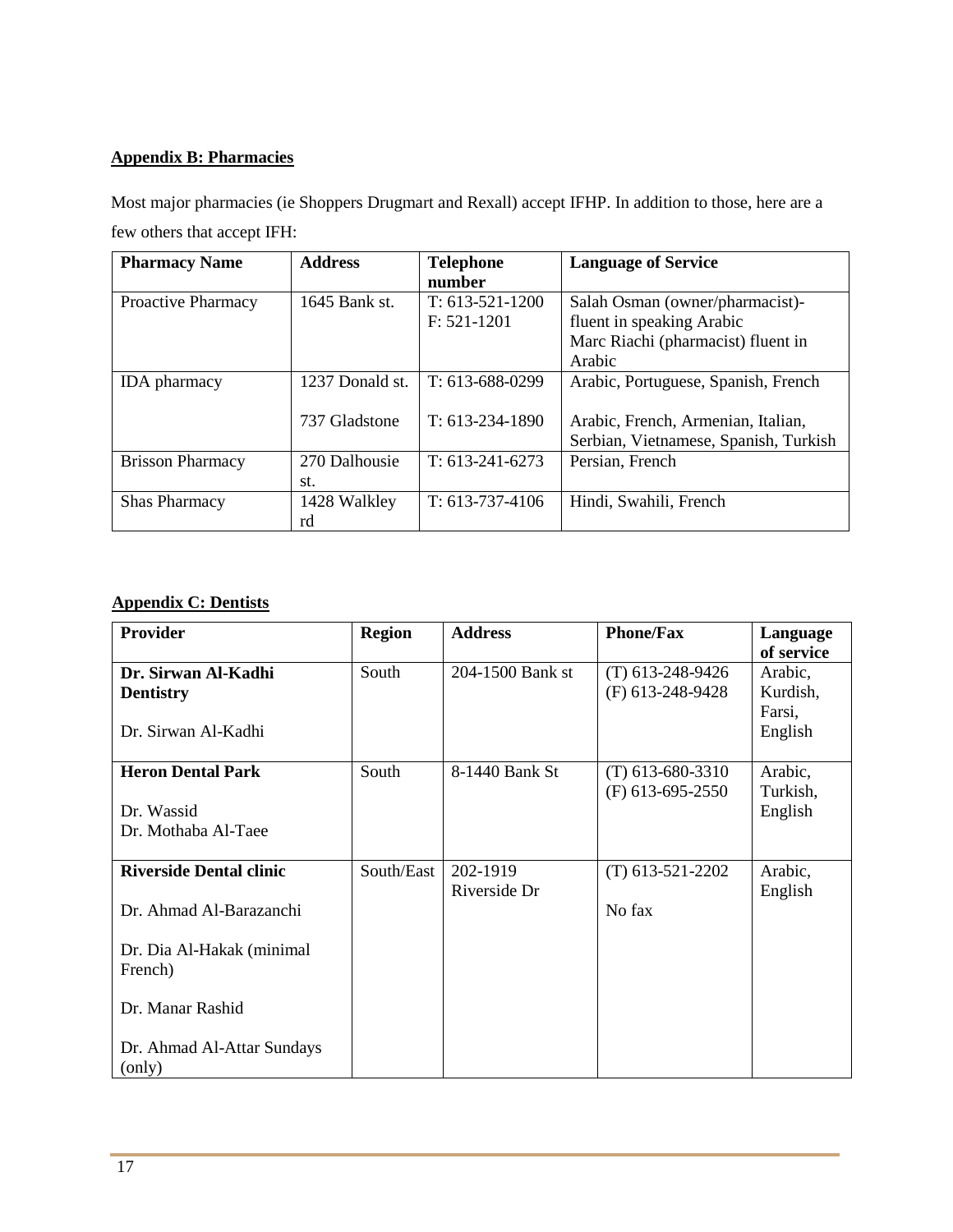**Appendix B: Pharmacies**

Most major pharmacies (ie Shoppers Drugmart and Rexall) accept IFHP. In addition to those, here are a few others that accept IFH:

| Pharmacy Name | Address | Telephone number | Language of Service |
|---|---|---|---|
| Proactive Pharmacy | 1645 Bank st. | T: 613-521-1200<br>F: 521-1201 | Salah Osman (owner/pharmacist)- fluent in speaking Arabic<br>Marc Riachi (pharmacist) fluent in Arabic |
| IDA pharmacy | 1237 Donald st.<br><br>737 Gladstone | T: 613-688-0299<br><br>T: 613-234-1890 | Arabic, Portuguese, Spanish, French<br><br>Arabic, French, Armenian, Italian, Serbian, Vietnamese, Spanish, Turkish |
| Brisson Pharmacy | 270 Dalhousie st. | T: 613-241-6273 | Persian, French |
| Shas Pharmacy | 1428 Walkley rd | T: 613-737-4106 | Hindi, Swahili, French |

**Appendix C: Dentists**

| Provider | Region | Address | Phone/Fax | Language of service |
|---|---|---|---|---|
| **Dr. Sirwan Al-Kadhi Dentistry**<br><br>Dr. Sirwan Al-Kadhi | South | 204-1500 Bank st | (T) 613-248-9426<br>(F) 613-248-9428 | Arabic, Kurdish, Farsi, English |
| **Heron Dental Park**<br><br>Dr. Wassid<br>Dr. Mothaba Al-Taee | South | 8-1440 Bank St | (T) 613-680-3310<br>(F) 613-695-2550 | Arabic, Turkish, English |
| **Riverside Dental clinic**<br><br>Dr. Ahmad Al-Barazanchi<br><br>Dr. Dia Al-Hakak (minimal French)<br><br>Dr. Manar Rashid<br><br>Dr. Ahmad Al-Attar Sundays (only) | South/East | 202-1919 Riverside Dr | (T) 613-521-2202<br><br>No fax | Arabic, English |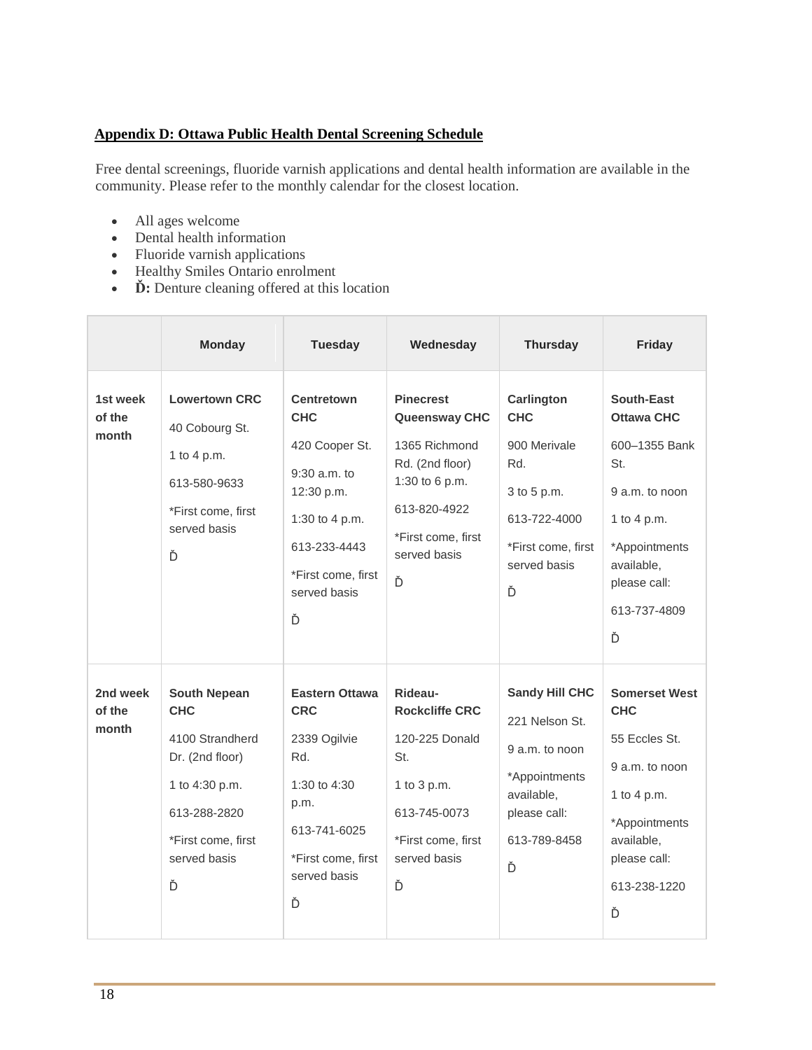## Appendix D: Ottawa Public Health Dental Screening Schedule

Free dental screenings, fluoride varnish applications and dental health information are available in the community. Please refer to the monthly calendar for the closest location.

- All ages welcome
- Dental health information
- Fluoride varnish applications
- Healthy Smiles Ontario enrolment
- **Ď:** Denture cleaning offered at this location

| | Monday | Tuesday | Wednesday | Thursday | Friday |
|---|---|---|---|---|---|
| **1st week of the month** | **Lowertown CRC**<br>40 Cobourg St.<br>1 to 4 p.m.<br>613-580-9633<br>*First come, first served basis<br>Ď | **Centretown CHC**<br>420 Cooper St.<br>9:30 a.m. to 12:30 p.m.<br>1:30 to 4 p.m.<br>613-233-4443<br>*First come, first served basis<br>Ď | **Pinecrest Queensway CHC**<br>1365 Richmond Rd. (2nd floor) 1:30 to 6 p.m.<br>613-820-4922<br>*First come, first served basis<br>Ď | **Carlington CHC**<br>900 Merivale Rd.<br>3 to 5 p.m.<br>613-722-4000<br>*First come, first served basis<br>Ď | **South-East Ottawa CHC**<br>600–1355 Bank St.<br>9 a.m. to noon<br>1 to 4 p.m.<br>*Appointments available, please call:<br>613-737-4809<br>Ď |
| **2nd week of the month** | **South Nepean CHC**<br>4100 Strandherd Dr. (2nd floor)<br>1 to 4:30 p.m.<br>613-288-2820<br>*First come, first served basis<br>Ď | **Eastern Ottawa CRC**<br>2339 Ogilvie Rd.<br>1:30 to 4:30 p.m.<br>613-741-6025<br>*First come, first served basis<br>Ď | **Rideau-Rockcliffe CRC**<br>120-225 Donald St.<br>1 to 3 p.m.<br>613-745-0073<br>*First come, first served basis<br>Ď | **Sandy Hill CHC**<br>221 Nelson St.<br>9 a.m. to noon<br>*Appointments available, please call:<br>613-789-8458<br>Ď | **Somerset West CHC**<br>55 Eccles St.<br>9 a.m. to noon<br>1 to 4 p.m.<br>*Appointments available, please call:<br>613-238-1220<br>Ď |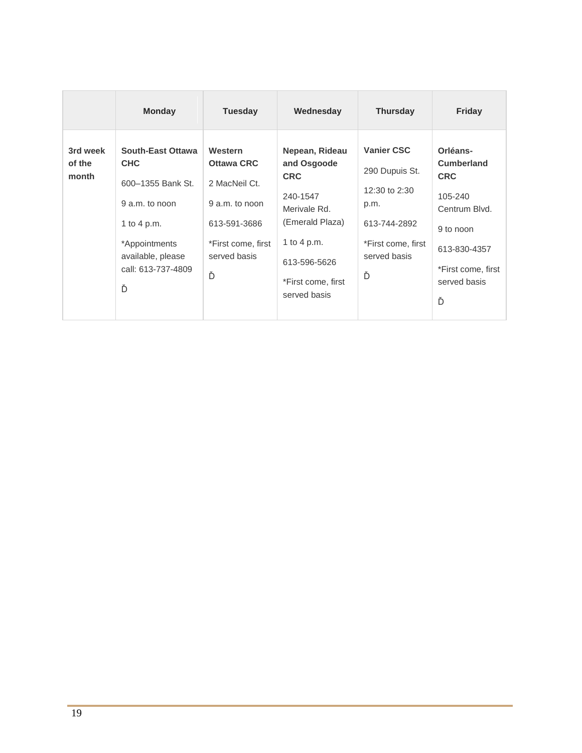| | Monday | Tuesday | Wednesday | Thursday | Friday |
|---|---|---|---|---|---|
| **3rd week of the month** | **South-East Ottawa CHC**<br>600–1355 Bank St.<br>9 a.m. to noon<br>1 to 4 p.m.<br>*Appointments available, please call: 613-737-4809<br>Ď | **Western Ottawa CRC**<br>2 MacNeil Ct.<br>9 a.m. to noon<br>613-591-3686<br>*First come, first served basis<br>Ď | **Nepean, Rideau and Osgoode CRC**<br>240-1547 Merivale Rd. (Emerald Plaza)<br>1 to 4 p.m.<br>613-596-5626<br>*First come, first served basis | **Vanier CSC**<br>290 Dupuis St.<br>12:30 to 2:30 p.m.<br>613-744-2892<br>*First come, first served basis<br>Ď | **Orléans-Cumberland CRC**<br>105-240 Centrum Blvd.<br>9 to noon<br>613-830-4357<br>*First come, first served basis<br>Ď |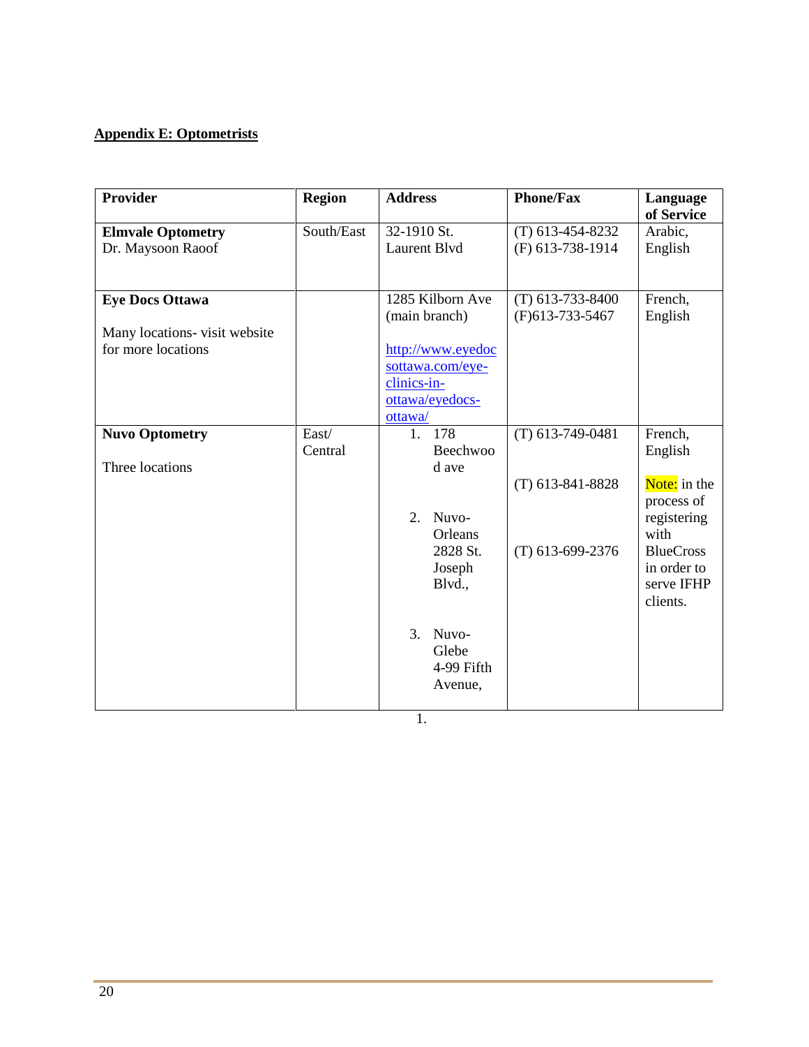**Appendix E: Optometrists**

| Provider | Region | Address | Phone/Fax | Language of Service |
|---|---|---|---|---|
| **Elmvale Optometry**<br>Dr. Maysoon Raoof | South/East | 32-1910 St. Laurent Blvd | (T) 613-454-8232<br>(F) 613-738-1914 | Arabic, English |
| **Eye Docs Ottawa**<br><br>Many locations- visit website for more locations | | 1285 Kilborn Ave (main branch)<br><br>http://www.eyedocsottawa.com/eye-clinics-in-ottawa/eyedocs-ottawa/ | (T) 613-733-8400<br>(F)613-733-5467 | French, English |
| **Nuvo Optometry**<br><br>Three locations | East/ Central | 1. 178 Beechwood ave<br><br>2. Nuvo-Orleans 2828 St. Joseph Blvd.,<br><br>3. Nuvo-Glebe 4-99 Fifth Avenue, | (T) 613-749-0481<br><br>(T) 613-841-8828<br><br>(T) 613-699-2376 | French, English<br><br>Note: in the process of registering with BlueCross in order to serve IFHP clients. |

1.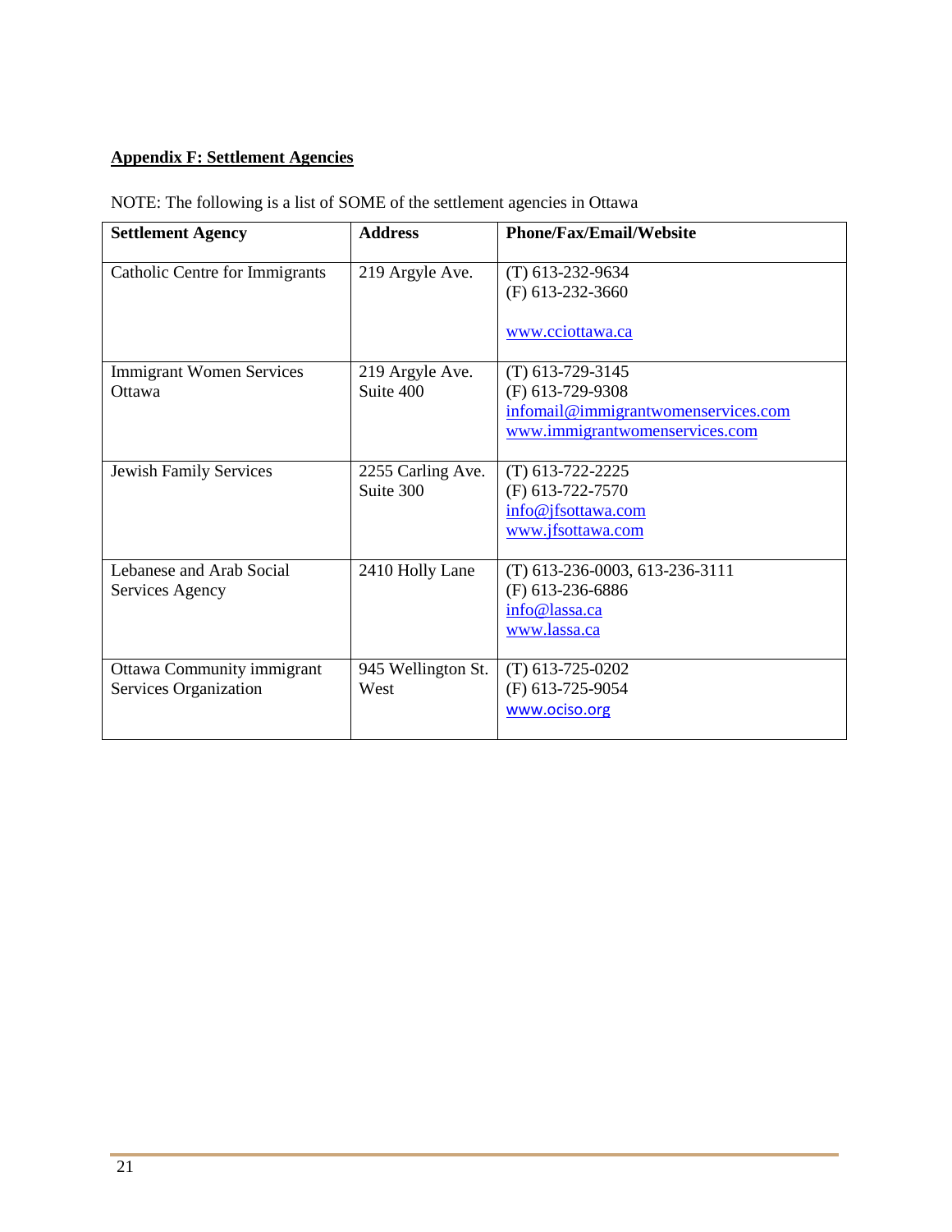**Appendix F: Settlement Agencies**

NOTE: The following is a list of SOME of the settlement agencies in Ottawa

| Settlement Agency | Address | Phone/Fax/Email/Website |
|---|---|---|
| Catholic Centre for Immigrants | 219 Argyle Ave. | (T) 613-232-9634<br>(F) 613-232-3660<br><br>www.cciottawa.ca |
| Immigrant Women Services Ottawa | 219 Argyle Ave. Suite 400 | (T) 613-729-3145<br>(F) 613-729-9308<br>infomail@immigrantwomenservices.com<br>www.immigrantwomenservices.com |
| Jewish Family Services | 2255 Carling Ave. Suite 300 | (T) 613-722-2225<br>(F) 613-722-7570<br>info@jfsottawa.com<br>www.jfsottawa.com |
| Lebanese and Arab Social Services Agency | 2410 Holly Lane | (T) 613-236-0003, 613-236-3111<br>(F) 613-236-6886<br>info@lassa.ca<br>www.lassa.ca |
| Ottawa Community immigrant Services Organization | 945 Wellington St. West | (T) 613-725-0202<br>(F) 613-725-9054<br>www.ociso.org |